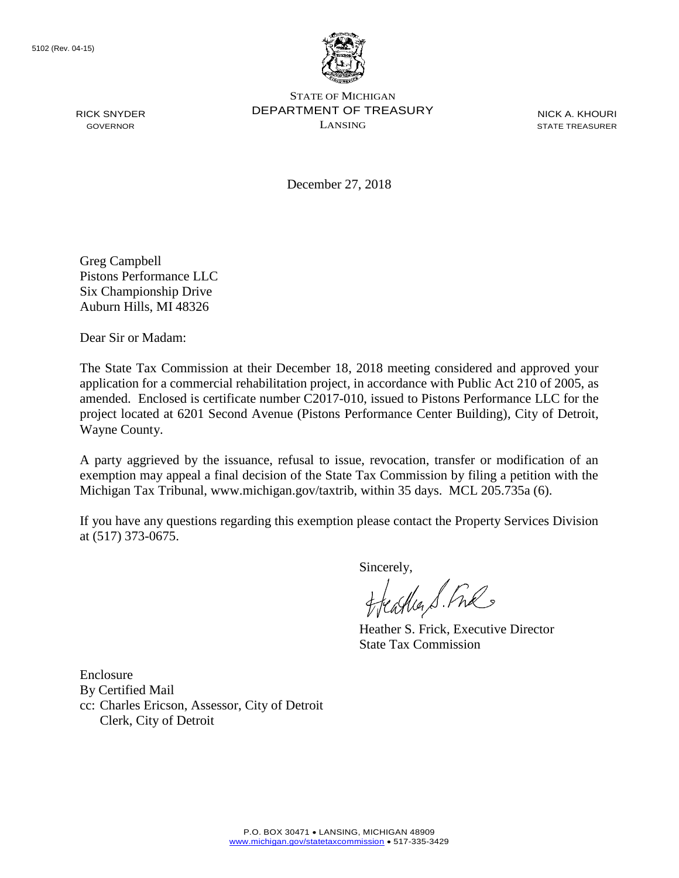5102 (Rev. 04-15)

STATE OF MICHIGAN
DEPARTMENT OF TREASURY
LANSING

RICK SNYDER
GOVERNOR

NICK A. KHOURI
STATE TREASURER

December 27, 2018

Greg Campbell
Pistons Performance LLC
Six Championship Drive
Auburn Hills, MI 48326

Dear Sir or Madam:

The State Tax Commission at their December 18, 2018 meeting considered and approved your application for a commercial rehabilitation project, in accordance with Public Act 210 of 2005, as amended. Enclosed is certificate number C2017-010, issued to Pistons Performance LLC for the project located at 6201 Second Avenue (Pistons Performance Center Building), City of Detroit, Wayne County.

A party aggrieved by the issuance, refusal to issue, revocation, transfer or modification of an exemption may appeal a final decision of the State Tax Commission by filing a petition with the Michigan Tax Tribunal, www.michigan.gov/taxtrib, within 35 days. MCL 205.735a (6).

If you have any questions regarding this exemption please contact the Property Services Division at (517) 373-0675.

Sincerely,

Heather S. Frick, Executive Director
State Tax Commission

Enclosure
By Certified Mail
cc: Charles Ericson, Assessor, City of Detroit
Clerk, City of Detroit

P.O. BOX 30471 • LANSING, MICHIGAN 48909
www.michigan.gov/statetaxcommission • 517-335-3429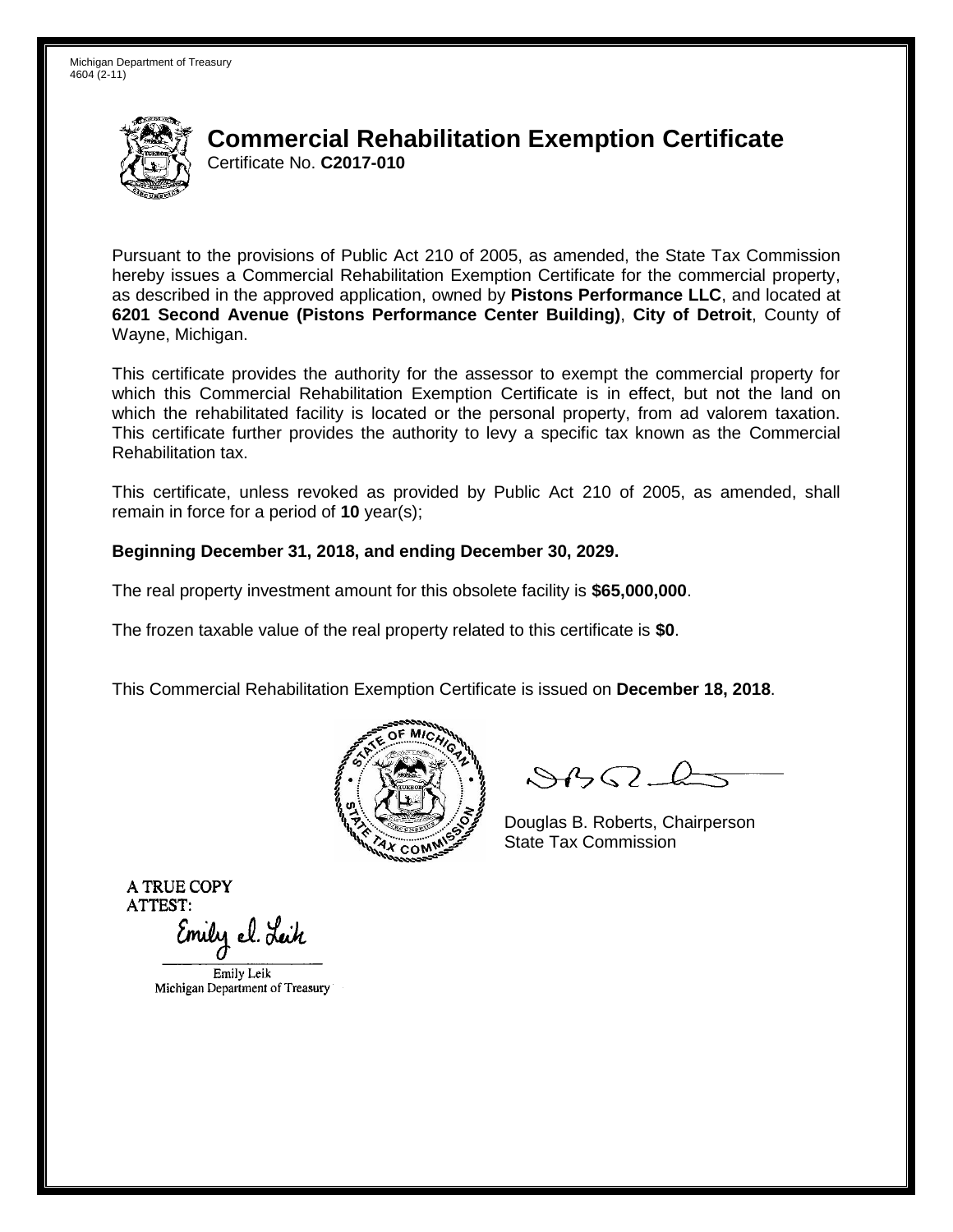Michigan Department of Treasury
4604 (2-11)

# Commercial Rehabilitation Exemption Certificate

Certificate No. **C2017-010**

Pursuant to the provisions of Public Act 210 of 2005, as amended, the State Tax Commission hereby issues a Commercial Rehabilitation Exemption Certificate for the commercial property, as described in the approved application, owned by **Pistons Performance LLC**, and located at **6201 Second Avenue (Pistons Performance Center Building)**, **City of Detroit**, County of Wayne, Michigan.

This certificate provides the authority for the assessor to exempt the commercial property for which this Commercial Rehabilitation Exemption Certificate is in effect, but not the land on which the rehabilitated facility is located or the personal property, from ad valorem taxation. This certificate further provides the authority to levy a specific tax known as the Commercial Rehabilitation tax.

This certificate, unless revoked as provided by Public Act 210 of 2005, as amended, shall remain in force for a period of **10** year(s);

**Beginning December 31, 2018, and ending December 30, 2029.**

The real property investment amount for this obsolete facility is **$65,000,000**.

The frozen taxable value of the real property related to this certificate is **$0**.

This Commercial Rehabilitation Exemption Certificate is issued on **December 18, 2018**.

Douglas B. Roberts, Chairperson
State Tax Commission

A TRUE COPY
ATTEST:

Emily Leik
Michigan Department of Treasury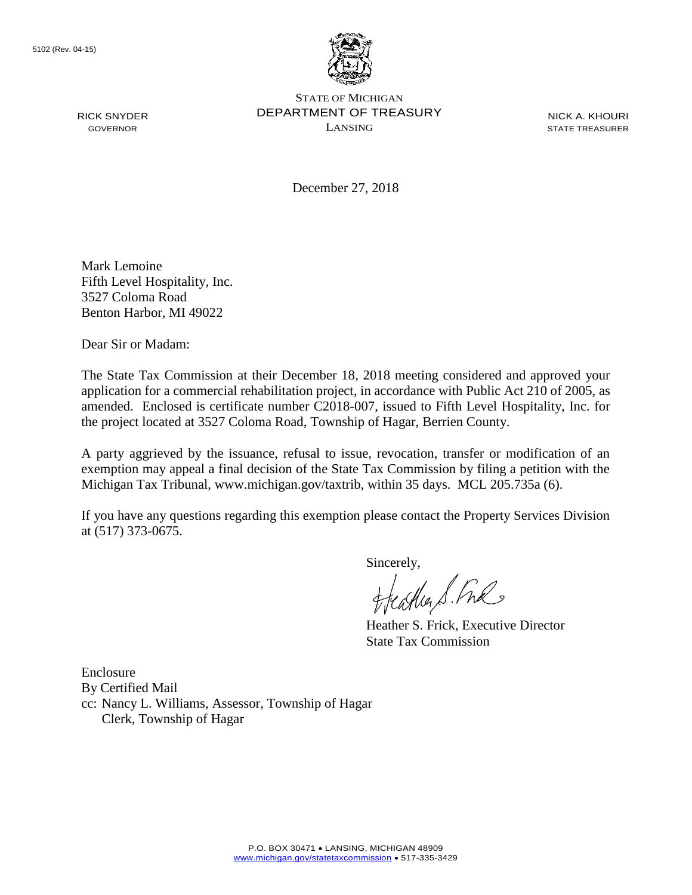5102 (Rev. 04-15)

RICK SNYDER
GOVERNOR

STATE OF MICHIGAN
DEPARTMENT OF TREASURY
LANSING

NICK A. KHOURI
STATE TREASURER

December 27, 2018

Mark Lemoine
Fifth Level Hospitality, Inc.
3527 Coloma Road
Benton Harbor, MI 49022

Dear Sir or Madam:

The State Tax Commission at their December 18, 2018 meeting considered and approved your application for a commercial rehabilitation project, in accordance with Public Act 210 of 2005, as amended. Enclosed is certificate number C2018-007, issued to Fifth Level Hospitality, Inc. for the project located at 3527 Coloma Road, Township of Hagar, Berrien County.

A party aggrieved by the issuance, refusal to issue, revocation, transfer or modification of an exemption may appeal a final decision of the State Tax Commission by filing a petition with the Michigan Tax Tribunal, www.michigan.gov/taxtrib, within 35 days. MCL 205.735a (6).

If you have any questions regarding this exemption please contact the Property Services Division at (517) 373-0675.

Sincerely,

Heather S. Frick, Executive Director
State Tax Commission

Enclosure
By Certified Mail
cc: Nancy L. Williams, Assessor, Township of Hagar
Clerk, Township of Hagar

P.O. BOX 30471 • LANSING, MICHIGAN 48909
www.michigan.gov/statetaxcommission • 517-335-3429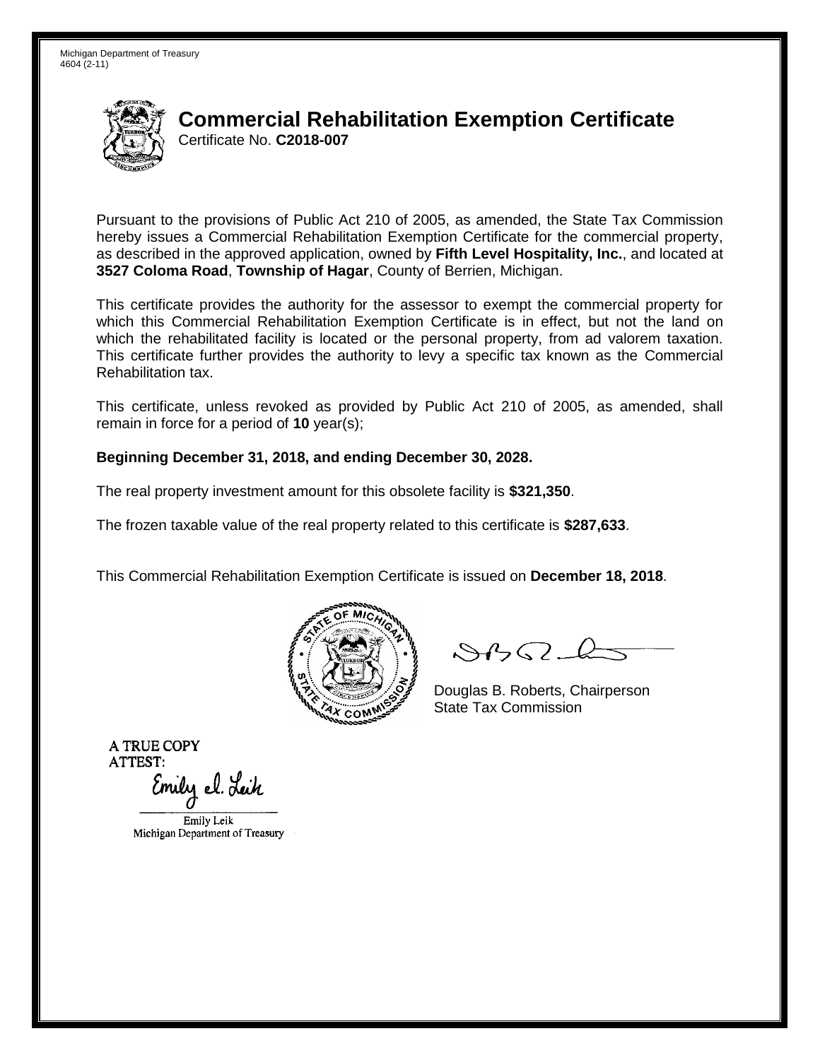Michigan Department of Treasury
4604 (2-11)

# Commercial Rehabilitation Exemption Certificate

Certificate No. **C2018-007**

Pursuant to the provisions of Public Act 210 of 2005, as amended, the State Tax Commission hereby issues a Commercial Rehabilitation Exemption Certificate for the commercial property, as described in the approved application, owned by **Fifth Level Hospitality, Inc.**, and located at **3527 Coloma Road**, **Township of Hagar**, County of Berrien, Michigan.

This certificate provides the authority for the assessor to exempt the commercial property for which this Commercial Rehabilitation Exemption Certificate is in effect, but not the land on which the rehabilitated facility is located or the personal property, from ad valorem taxation. This certificate further provides the authority to levy a specific tax known as the Commercial Rehabilitation tax.

This certificate, unless revoked as provided by Public Act 210 of 2005, as amended, shall remain in force for a period of **10** year(s);

**Beginning December 31, 2018, and ending December 30, 2028.**

The real property investment amount for this obsolete facility is **$321,350**.

The frozen taxable value of the real property related to this certificate is **$287,633**.

This Commercial Rehabilitation Exemption Certificate is issued on **December 18, 2018**.

Douglas B. Roberts, Chairperson
State Tax Commission

A TRUE COPY
ATTEST:

Emily Leik
Michigan Department of Treasury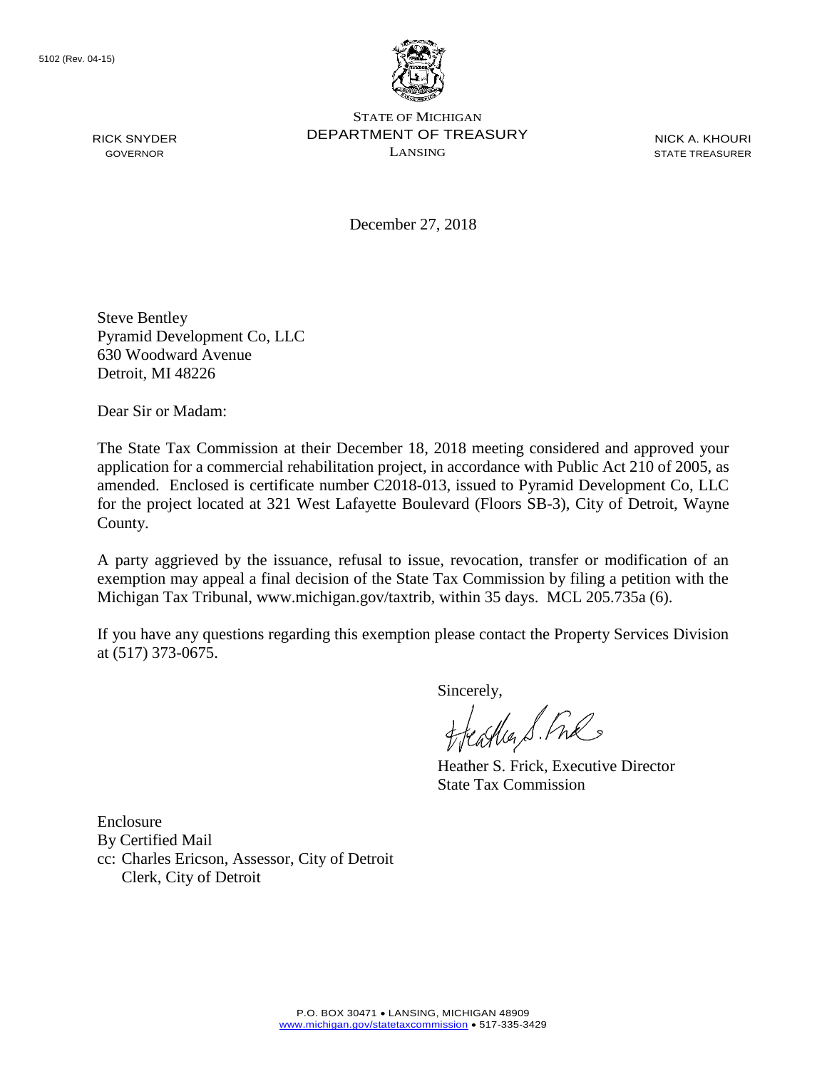5102 (Rev. 04-15)

STATE OF MICHIGAN
DEPARTMENT OF TREASURY
LANSING

RICK SNYDER
GOVERNOR

NICK A. KHOURI
STATE TREASURER

December 27, 2018

Steve Bentley
Pyramid Development Co, LLC
630 Woodward Avenue
Detroit, MI 48226

Dear Sir or Madam:

The State Tax Commission at their December 18, 2018 meeting considered and approved your application for a commercial rehabilitation project, in accordance with Public Act 210 of 2005, as amended. Enclosed is certificate number C2018-013, issued to Pyramid Development Co, LLC for the project located at 321 West Lafayette Boulevard (Floors SB-3), City of Detroit, Wayne County.

A party aggrieved by the issuance, refusal to issue, revocation, transfer or modification of an exemption may appeal a final decision of the State Tax Commission by filing a petition with the Michigan Tax Tribunal, www.michigan.gov/taxtrib, within 35 days. MCL 205.735a (6).

If you have any questions regarding this exemption please contact the Property Services Division at (517) 373-0675.

Sincerely,

Heather S. Frick, Executive Director
State Tax Commission

Enclosure
By Certified Mail
cc: Charles Ericson, Assessor, City of Detroit
Clerk, City of Detroit

P.O. BOX 30471 • LANSING, MICHIGAN 48909
www.michigan.gov/statetaxcommission • 517-335-3429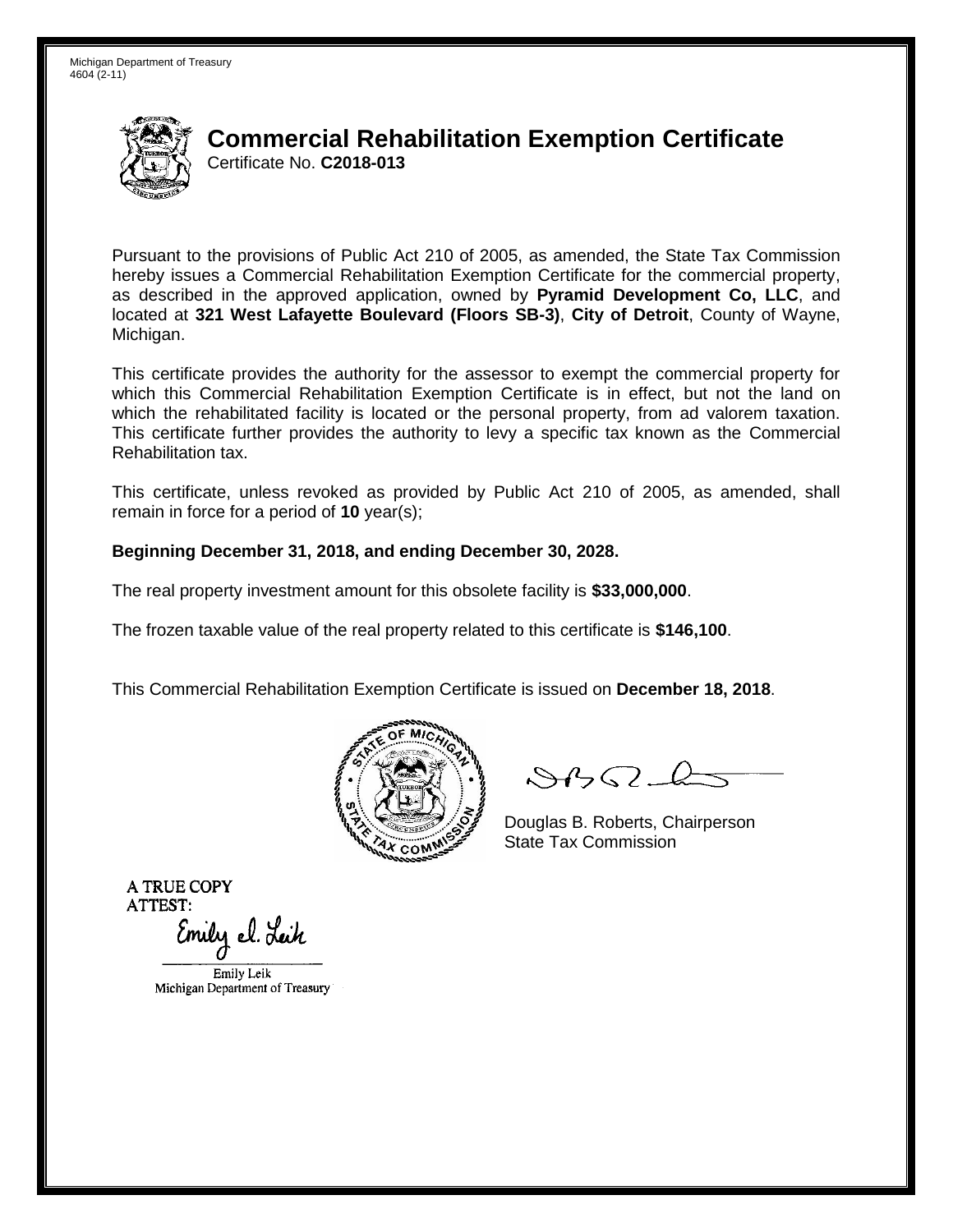Michigan Department of Treasury
4604 (2-11)

# Commercial Rehabilitation Exemption Certificate

Certificate No. **C2018-013**

Pursuant to the provisions of Public Act 210 of 2005, as amended, the State Tax Commission hereby issues a Commercial Rehabilitation Exemption Certificate for the commercial property, as described in the approved application, owned by **Pyramid Development Co, LLC**, and located at **321 West Lafayette Boulevard (Floors SB-3)**, **City of Detroit**, County of Wayne, Michigan.

This certificate provides the authority for the assessor to exempt the commercial property for which this Commercial Rehabilitation Exemption Certificate is in effect, but not the land on which the rehabilitated facility is located or the personal property, from ad valorem taxation. This certificate further provides the authority to levy a specific tax known as the Commercial Rehabilitation tax.

This certificate, unless revoked as provided by Public Act 210 of 2005, as amended, shall remain in force for a period of **10** year(s);

**Beginning December 31, 2018, and ending December 30, 2028.**

The real property investment amount for this obsolete facility is **$33,000,000**.

The frozen taxable value of the real property related to this certificate is **$146,100**.

This Commercial Rehabilitation Exemption Certificate is issued on **December 18, 2018**.

Douglas B. Roberts, Chairperson
State Tax Commission

A TRUE COPY
ATTEST:

Emily Leik
Michigan Department of Treasury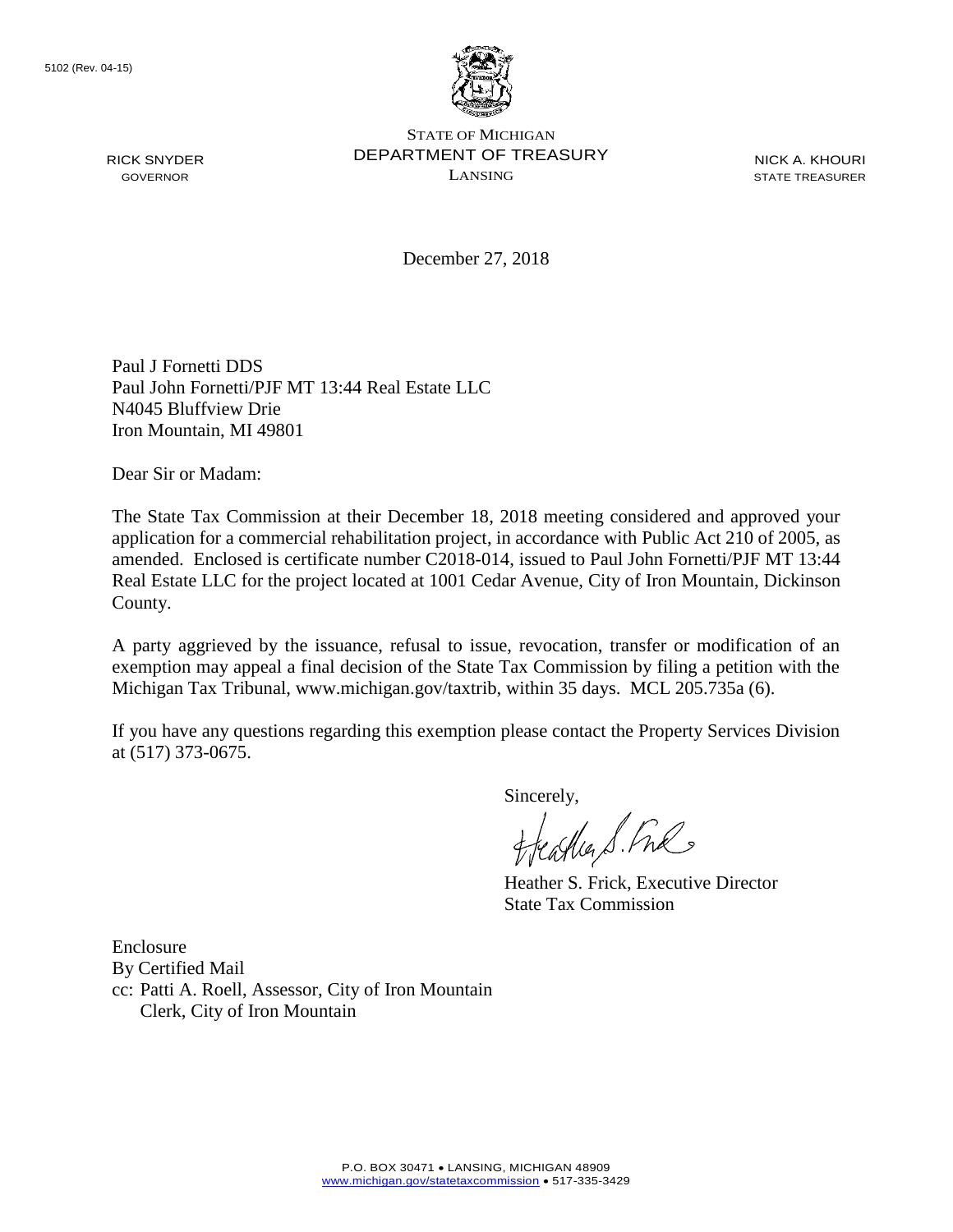5102 (Rev. 04-15)

STATE OF MICHIGAN
DEPARTMENT OF TREASURY
LANSING

RICK SNYDER
GOVERNOR

NICK A. KHOURI
STATE TREASURER

December 27, 2018

Paul J Fornetti DDS
Paul John Fornetti/PJF MT 13:44 Real Estate LLC
N4045 Bluffview Drie
Iron Mountain, MI 49801

Dear Sir or Madam:

The State Tax Commission at their December 18, 2018 meeting considered and approved your application for a commercial rehabilitation project, in accordance with Public Act 210 of 2005, as amended. Enclosed is certificate number C2018-014, issued to Paul John Fornetti/PJF MT 13:44 Real Estate LLC for the project located at 1001 Cedar Avenue, City of Iron Mountain, Dickinson County.

A party aggrieved by the issuance, refusal to issue, revocation, transfer or modification of an exemption may appeal a final decision of the State Tax Commission by filing a petition with the Michigan Tax Tribunal, www.michigan.gov/taxtrib, within 35 days. MCL 205.735a (6).

If you have any questions regarding this exemption please contact the Property Services Division at (517) 373-0675.

Sincerely,

Heather S. Frick, Executive Director
State Tax Commission

Enclosure
By Certified Mail
cc: Patti A. Roell, Assessor, City of Iron Mountain
Clerk, City of Iron Mountain

P.O. BOX 30471 • LANSING, MICHIGAN 48909
www.michigan.gov/statetaxcommission • 517-335-3429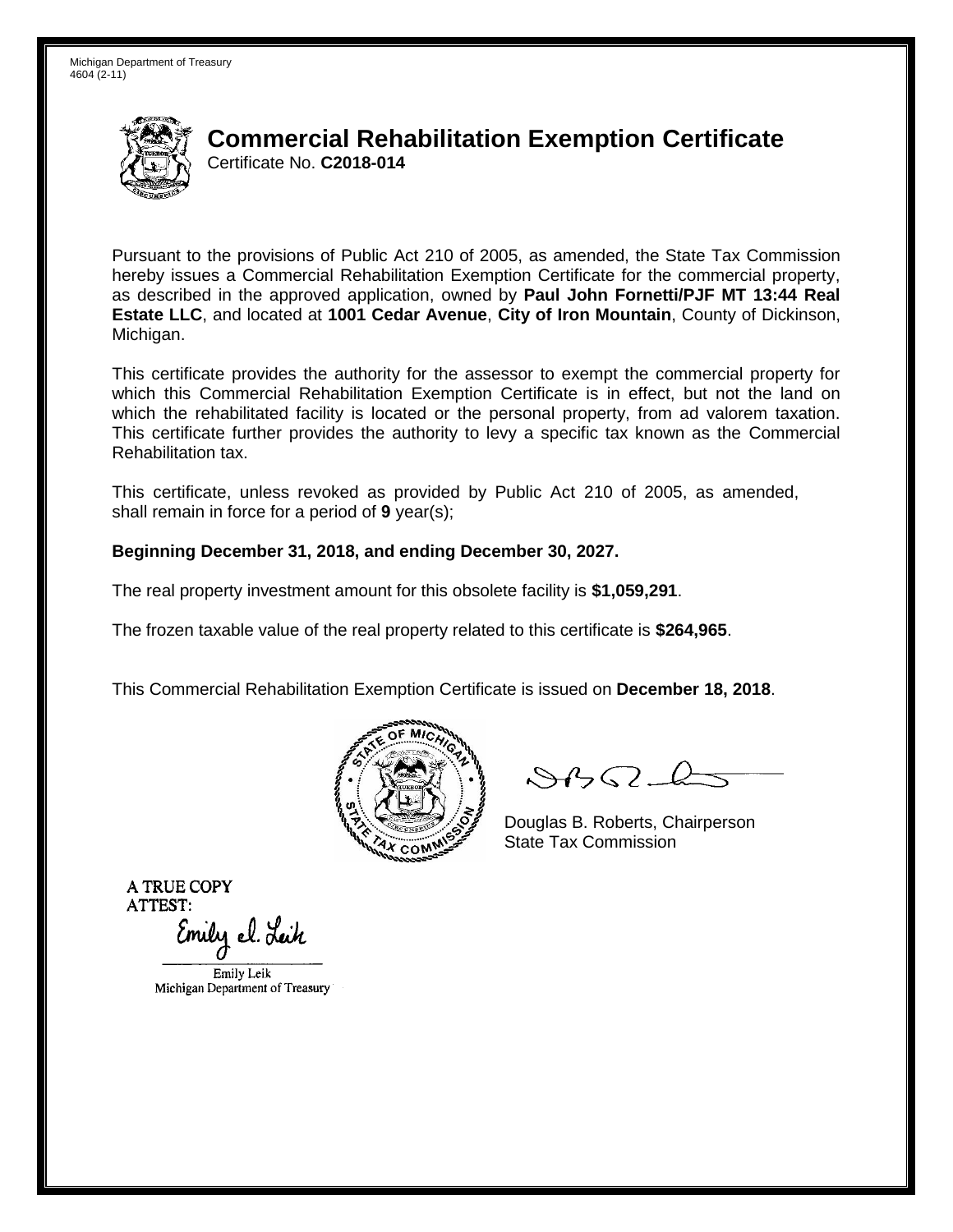Michigan Department of Treasury
4604 (2-11)

# Commercial Rehabilitation Exemption Certificate

Certificate No. **C2018-014**

Pursuant to the provisions of Public Act 210 of 2005, as amended, the State Tax Commission hereby issues a Commercial Rehabilitation Exemption Certificate for the commercial property, as described in the approved application, owned by **Paul John Fornetti/PJF MT 13:44 Real Estate LLC**, and located at **1001 Cedar Avenue**, **City of Iron Mountain**, County of Dickinson, Michigan.

This certificate provides the authority for the assessor to exempt the commercial property for which this Commercial Rehabilitation Exemption Certificate is in effect, but not the land on which the rehabilitated facility is located or the personal property, from ad valorem taxation. This certificate further provides the authority to levy a specific tax known as the Commercial Rehabilitation tax.

This certificate, unless revoked as provided by Public Act 210 of 2005, as amended, shall remain in force for a period of **9** year(s);

**Beginning December 31, 2018, and ending December 30, 2027.**

The real property investment amount for this obsolete facility is **$1,059,291**.

The frozen taxable value of the real property related to this certificate is **$264,965**.

This Commercial Rehabilitation Exemption Certificate is issued on **December 18, 2018**.

Douglas B. Roberts, Chairperson
State Tax Commission

A TRUE COPY
ATTEST:

Emily Leik
Michigan Department of Treasury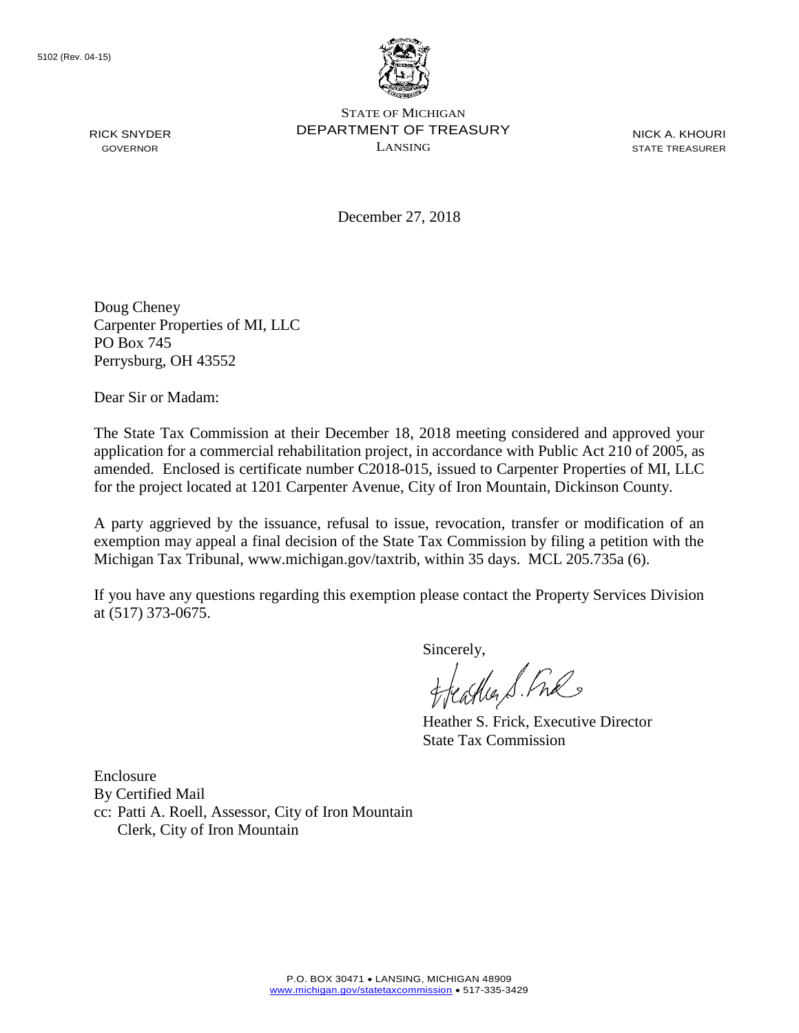5102 (Rev. 04-15)

STATE OF MICHIGAN
DEPARTMENT OF TREASURY
LANSING

RICK SNYDER
GOVERNOR

NICK A. KHOURI
STATE TREASURER

December 27, 2018

Doug Cheney
Carpenter Properties of MI, LLC
PO Box 745
Perrysburg, OH 43552

Dear Sir or Madam:

The State Tax Commission at their December 18, 2018 meeting considered and approved your application for a commercial rehabilitation project, in accordance with Public Act 210 of 2005, as amended. Enclosed is certificate number C2018-015, issued to Carpenter Properties of MI, LLC for the project located at 1201 Carpenter Avenue, City of Iron Mountain, Dickinson County.

A party aggrieved by the issuance, refusal to issue, revocation, transfer or modification of an exemption may appeal a final decision of the State Tax Commission by filing a petition with the Michigan Tax Tribunal, www.michigan.gov/taxtrib, within 35 days. MCL 205.735a (6).

If you have any questions regarding this exemption please contact the Property Services Division at (517) 373-0675.

Sincerely,

Heather S. Frick, Executive Director
State Tax Commission

Enclosure
By Certified Mail
cc: Patti A. Roell, Assessor, City of Iron Mountain
Clerk, City of Iron Mountain

P.O. BOX 30471 • LANSING, MICHIGAN 48909
www.michigan.gov/statetaxcommission • 517-335-3429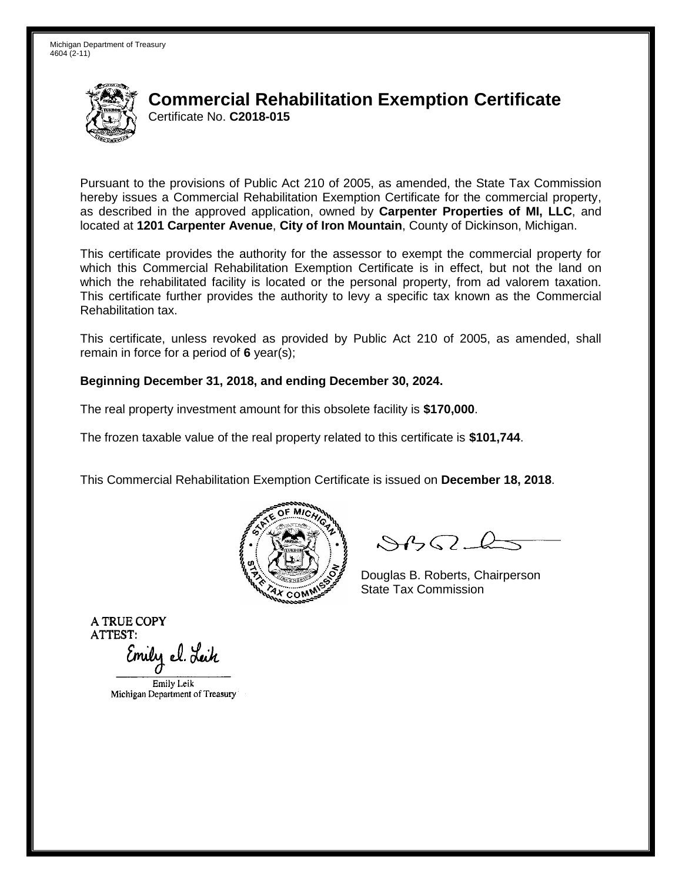Michigan Department of Treasury
4604 (2-11)

# Commercial Rehabilitation Exemption Certificate

Certificate No. **C2018-015**

Pursuant to the provisions of Public Act 210 of 2005, as amended, the State Tax Commission hereby issues a Commercial Rehabilitation Exemption Certificate for the commercial property, as described in the approved application, owned by **Carpenter Properties of MI, LLC**, and located at **1201 Carpenter Avenue**, **City of Iron Mountain**, County of Dickinson, Michigan.

This certificate provides the authority for the assessor to exempt the commercial property for which this Commercial Rehabilitation Exemption Certificate is in effect, but not the land on which the rehabilitated facility is located or the personal property, from ad valorem taxation. This certificate further provides the authority to levy a specific tax known as the Commercial Rehabilitation tax.

This certificate, unless revoked as provided by Public Act 210 of 2005, as amended, shall remain in force for a period of **6** year(s);

**Beginning December 31, 2018, and ending December 30, 2024.**

The real property investment amount for this obsolete facility is **$170,000**.

The frozen taxable value of the real property related to this certificate is **$101,744**.

This Commercial Rehabilitation Exemption Certificate is issued on **December 18, 2018**.

Douglas B. Roberts, Chairperson
State Tax Commission

A TRUE COPY
ATTEST:

Emily Leik
Michigan Department of Treasury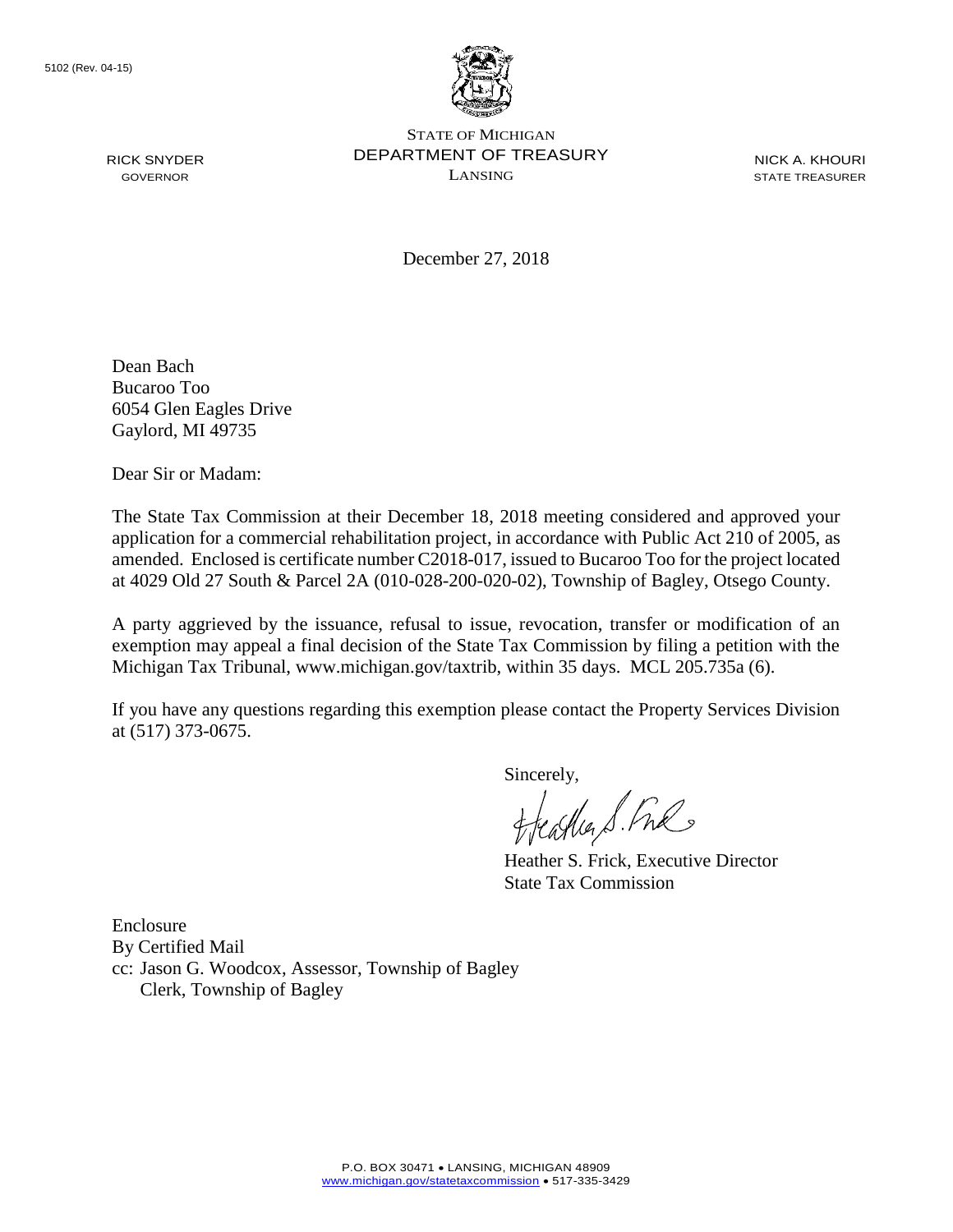5102 (Rev. 04-15)

STATE OF MICHIGAN
DEPARTMENT OF TREASURY
LANSING

RICK SNYDER
GOVERNOR

NICK A. KHOURI
STATE TREASURER

December 27, 2018

Dean Bach
Bucaroo Too
6054 Glen Eagles Drive
Gaylord, MI 49735

Dear Sir or Madam:

The State Tax Commission at their December 18, 2018 meeting considered and approved your application for a commercial rehabilitation project, in accordance with Public Act 210 of 2005, as amended. Enclosed is certificate number C2018-017, issued to Bucaroo Too for the project located at 4029 Old 27 South & Parcel 2A (010-028-200-020-02), Township of Bagley, Otsego County.

A party aggrieved by the issuance, refusal to issue, revocation, transfer or modification of an exemption may appeal a final decision of the State Tax Commission by filing a petition with the Michigan Tax Tribunal, www.michigan.gov/taxtrib, within 35 days. MCL 205.735a (6).

If you have any questions regarding this exemption please contact the Property Services Division at (517) 373-0675.

Sincerely,

Heather S. Frick, Executive Director
State Tax Commission

Enclosure
By Certified Mail
cc: Jason G. Woodcox, Assessor, Township of Bagley
 Clerk, Township of Bagley

P.O. BOX 30471 • LANSING, MICHIGAN 48909
www.michigan.gov/statetaxcommission • 517-335-3429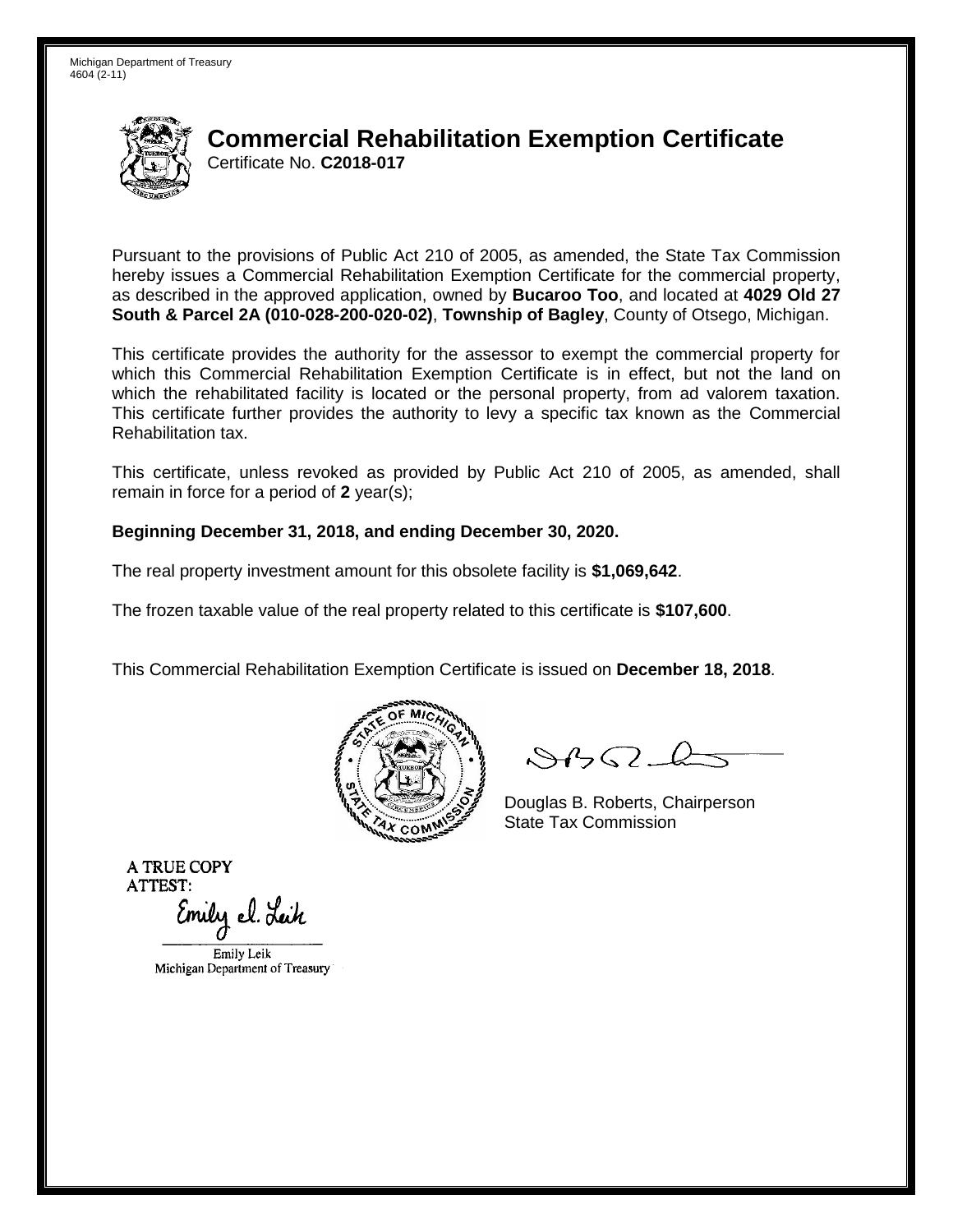Michigan Department of Treasury
4604 (2-11)

# Commercial Rehabilitation Exemption Certificate

Certificate No. **C2018-017**

Pursuant to the provisions of Public Act 210 of 2005, as amended, the State Tax Commission hereby issues a Commercial Rehabilitation Exemption Certificate for the commercial property, as described in the approved application, owned by **Bucaroo Too**, and located at **4029 Old 27 South & Parcel 2A (010-028-200-020-02)**, **Township of Bagley**, County of Otsego, Michigan.

This certificate provides the authority for the assessor to exempt the commercial property for which this Commercial Rehabilitation Exemption Certificate is in effect, but not the land on which the rehabilitated facility is located or the personal property, from ad valorem taxation. This certificate further provides the authority to levy a specific tax known as the Commercial Rehabilitation tax.

This certificate, unless revoked as provided by Public Act 210 of 2005, as amended, shall remain in force for a period of **2** year(s);

**Beginning December 31, 2018, and ending December 30, 2020.**

The real property investment amount for this obsolete facility is **$1,069,642**.

The frozen taxable value of the real property related to this certificate is **$107,600**.

This Commercial Rehabilitation Exemption Certificate is issued on **December 18, 2018**.

Douglas B. Roberts, Chairperson
State Tax Commission

A TRUE COPY
ATTEST:

Emily Leik
Michigan Department of Treasury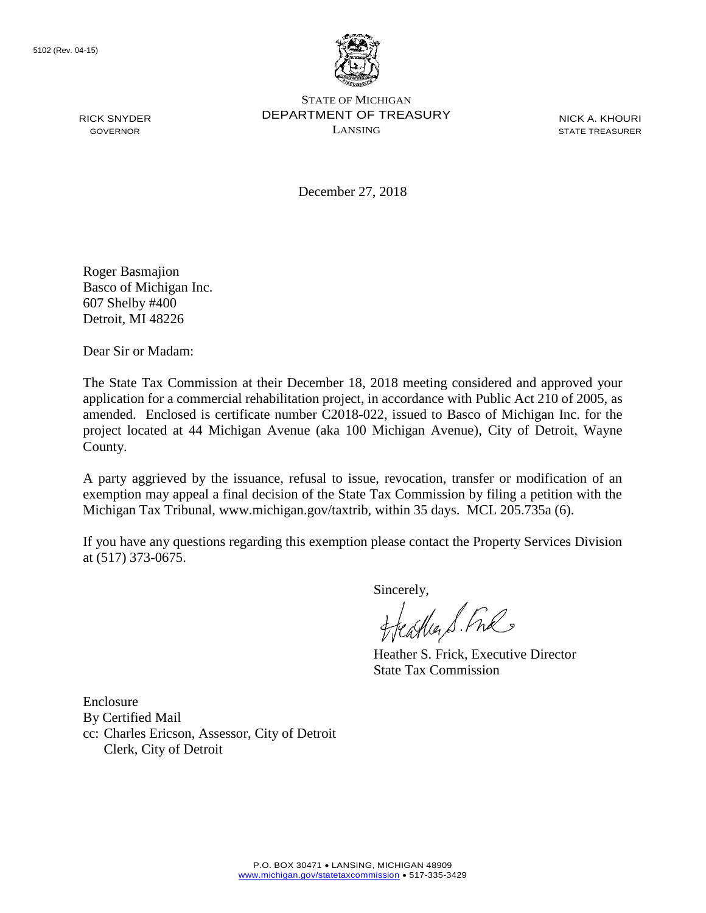5102 (Rev. 04-15)

STATE OF MICHIGAN
DEPARTMENT OF TREASURY
LANSING

RICK SNYDER
GOVERNOR

NICK A. KHOURI
STATE TREASURER

December 27, 2018

Roger Basmajion
Basco of Michigan Inc.
607 Shelby #400
Detroit, MI 48226

Dear Sir or Madam:

The State Tax Commission at their December 18, 2018 meeting considered and approved your application for a commercial rehabilitation project, in accordance with Public Act 210 of 2005, as amended. Enclosed is certificate number C2018-022, issued to Basco of Michigan Inc. for the project located at 44 Michigan Avenue (aka 100 Michigan Avenue), City of Detroit, Wayne County.

A party aggrieved by the issuance, refusal to issue, revocation, transfer or modification of an exemption may appeal a final decision of the State Tax Commission by filing a petition with the Michigan Tax Tribunal, www.michigan.gov/taxtrib, within 35 days. MCL 205.735a (6).

If you have any questions regarding this exemption please contact the Property Services Division at (517) 373-0675.

Sincerely,

Heather S. Frick, Executive Director
State Tax Commission

Enclosure
By Certified Mail
cc: Charles Ericson, Assessor, City of Detroit
Clerk, City of Detroit

P.O. BOX 30471 • LANSING, MICHIGAN 48909
www.michigan.gov/statetaxcommission • 517-335-3429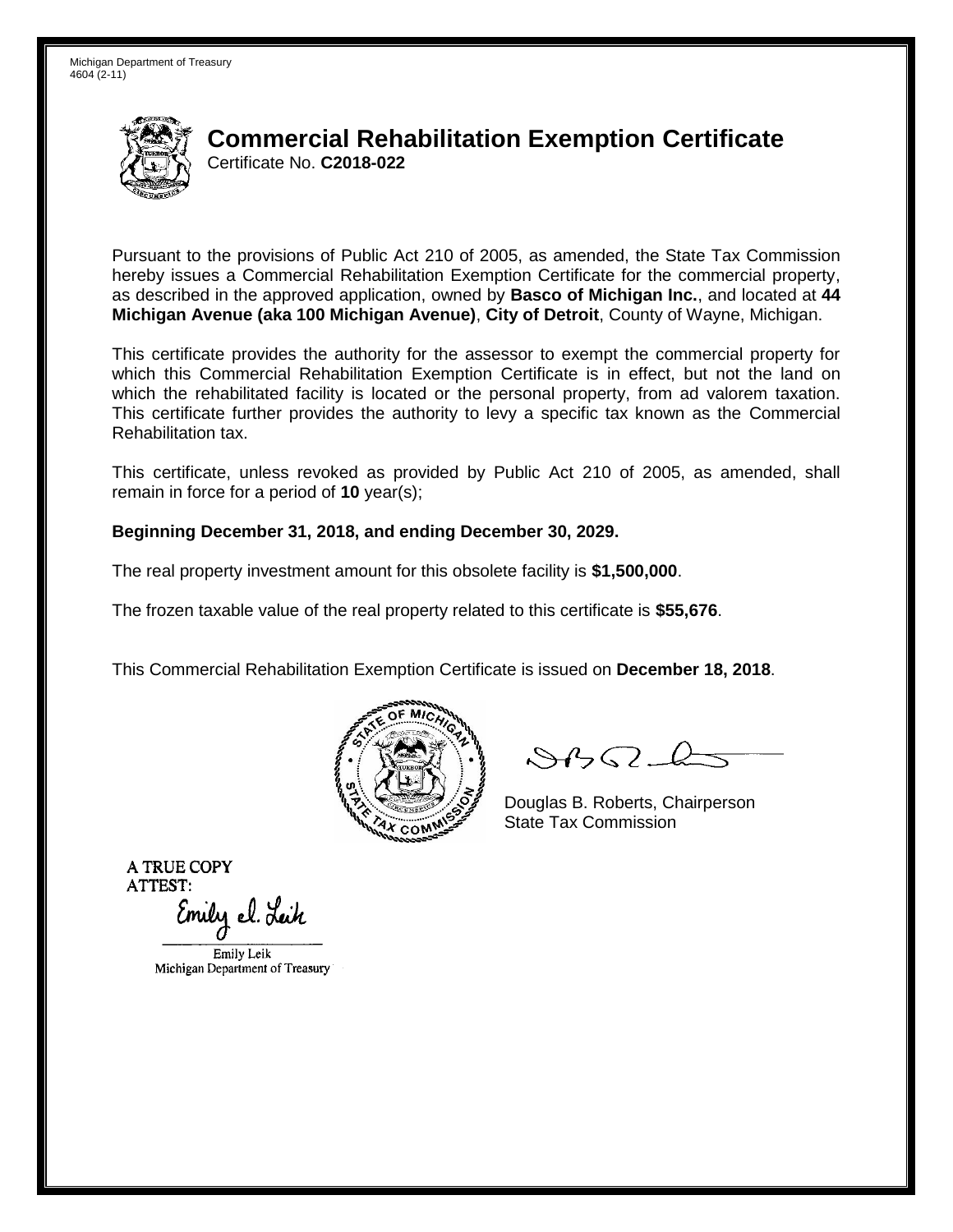Michigan Department of Treasury
4604 (2-11)

# Commercial Rehabilitation Exemption Certificate

Certificate No. **C2018-022**

Pursuant to the provisions of Public Act 210 of 2005, as amended, the State Tax Commission hereby issues a Commercial Rehabilitation Exemption Certificate for the commercial property, as described in the approved application, owned by **Basco of Michigan Inc.**, and located at **44 Michigan Avenue (aka 100 Michigan Avenue)**, **City of Detroit**, County of Wayne, Michigan.

This certificate provides the authority for the assessor to exempt the commercial property for which this Commercial Rehabilitation Exemption Certificate is in effect, but not the land on which the rehabilitated facility is located or the personal property, from ad valorem taxation. This certificate further provides the authority to levy a specific tax known as the Commercial Rehabilitation tax.

This certificate, unless revoked as provided by Public Act 210 of 2005, as amended, shall remain in force for a period of **10** year(s);

**Beginning December 31, 2018, and ending December 30, 2029.**

The real property investment amount for this obsolete facility is **$1,500,000**.

The frozen taxable value of the real property related to this certificate is **$55,676**.

This Commercial Rehabilitation Exemption Certificate is issued on **December 18, 2018**.

Douglas B. Roberts, Chairperson
State Tax Commission

A TRUE COPY
ATTEST:

Emily Leik
Michigan Department of Treasury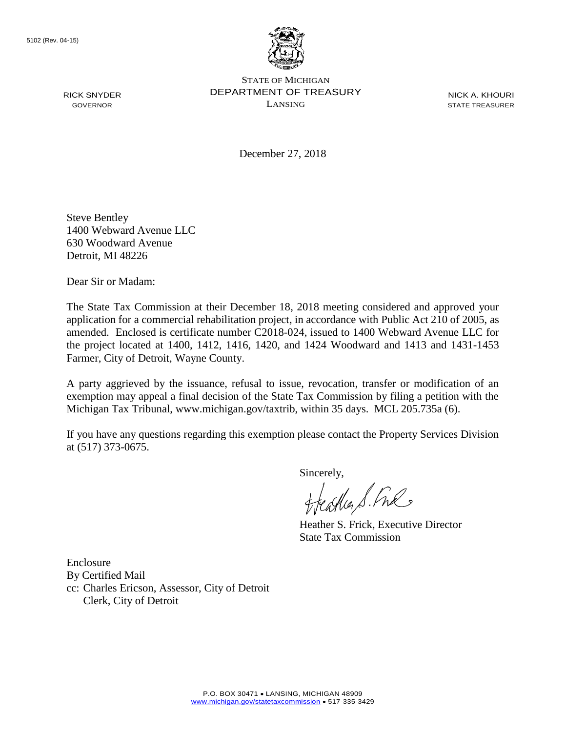5102 (Rev. 04-15)

STATE OF MICHIGAN
DEPARTMENT OF TREASURY
LANSING

RICK SNYDER
GOVERNOR

NICK A. KHOURI
STATE TREASURER

December 27, 2018

Steve Bentley
1400 Webward Avenue LLC
630 Woodward Avenue
Detroit, MI 48226

Dear Sir or Madam:

The State Tax Commission at their December 18, 2018 meeting considered and approved your application for a commercial rehabilitation project, in accordance with Public Act 210 of 2005, as amended. Enclosed is certificate number C2018-024, issued to 1400 Webward Avenue LLC for the project located at 1400, 1412, 1416, 1420, and 1424 Woodward and 1413 and 1431-1453 Farmer, City of Detroit, Wayne County.

A party aggrieved by the issuance, refusal to issue, revocation, transfer or modification of an exemption may appeal a final decision of the State Tax Commission by filing a petition with the Michigan Tax Tribunal, www.michigan.gov/taxtrib, within 35 days. MCL 205.735a (6).

If you have any questions regarding this exemption please contact the Property Services Division at (517) 373-0675.

Sincerely,

Heather S. Frick, Executive Director
State Tax Commission

Enclosure
By Certified Mail
cc: Charles Ericson, Assessor, City of Detroit
Clerk, City of Detroit

P.O. BOX 30471 • LANSING, MICHIGAN 48909
www.michigan.gov/statetaxcommission • 517-335-3429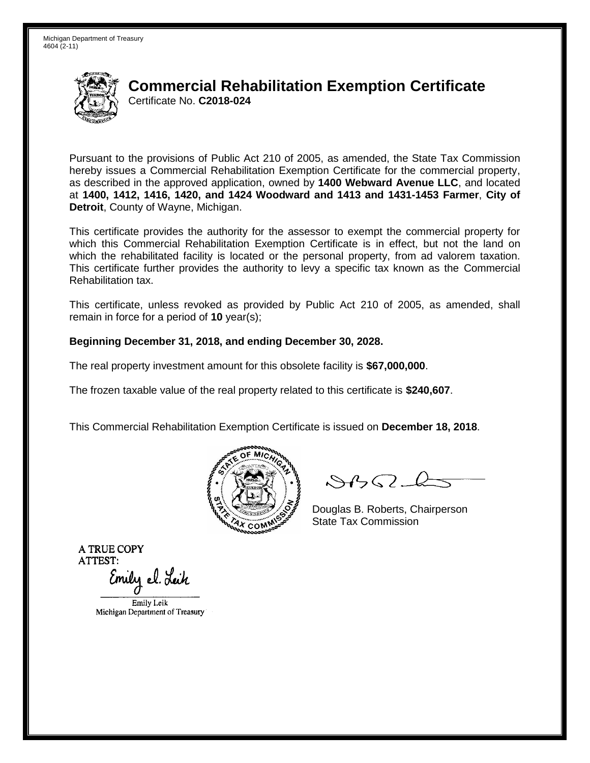Michigan Department of Treasury
4604 (2-11)

# Commercial Rehabilitation Exemption Certificate

Certificate No. **C2018-024**

Pursuant to the provisions of Public Act 210 of 2005, as amended, the State Tax Commission hereby issues a Commercial Rehabilitation Exemption Certificate for the commercial property, as described in the approved application, owned by **1400 Webward Avenue LLC**, and located at **1400, 1412, 1416, 1420, and 1424 Woodward and 1413 and 1431-1453 Farmer**, **City of Detroit**, County of Wayne, Michigan.

This certificate provides the authority for the assessor to exempt the commercial property for which this Commercial Rehabilitation Exemption Certificate is in effect, but not the land on which the rehabilitated facility is located or the personal property, from ad valorem taxation. This certificate further provides the authority to levy a specific tax known as the Commercial Rehabilitation tax.

This certificate, unless revoked as provided by Public Act 210 of 2005, as amended, shall remain in force for a period of **10** year(s);

**Beginning December 31, 2018, and ending December 30, 2028.**

The real property investment amount for this obsolete facility is **$67,000,000**.

The frozen taxable value of the real property related to this certificate is **$240,607**.

This Commercial Rehabilitation Exemption Certificate is issued on **December 18, 2018**.

Douglas B. Roberts, Chairperson
State Tax Commission

A TRUE COPY
ATTEST:

Emily Leik
Michigan Department of Treasury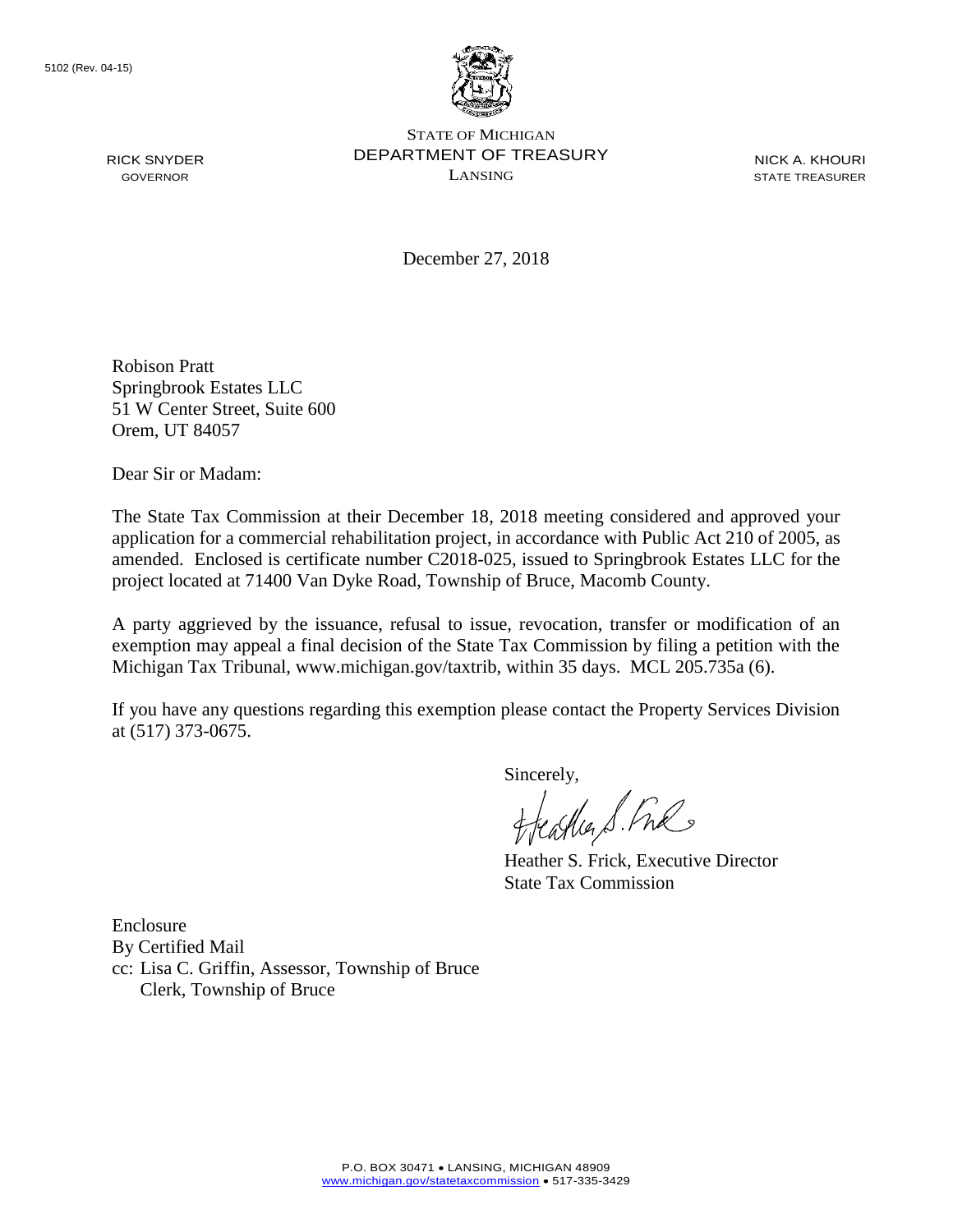5102 (Rev. 04-15)

RICK SNYDER
GOVERNOR

STATE OF MICHIGAN
DEPARTMENT OF TREASURY
LANSING

NICK A. KHOURI
STATE TREASURER

December 27, 2018

Robison Pratt
Springbrook Estates LLC
51 W Center Street, Suite 600
Orem, UT 84057

Dear Sir or Madam:

The State Tax Commission at their December 18, 2018 meeting considered and approved your application for a commercial rehabilitation project, in accordance with Public Act 210 of 2005, as amended. Enclosed is certificate number C2018-025, issued to Springbrook Estates LLC for the project located at 71400 Van Dyke Road, Township of Bruce, Macomb County.

A party aggrieved by the issuance, refusal to issue, revocation, transfer or modification of an exemption may appeal a final decision of the State Tax Commission by filing a petition with the Michigan Tax Tribunal, www.michigan.gov/taxtrib, within 35 days. MCL 205.735a (6).

If you have any questions regarding this exemption please contact the Property Services Division at (517) 373-0675.

Sincerely,

Heather S. Frick, Executive Director
State Tax Commission

Enclosure
By Certified Mail
cc: Lisa C. Griffin, Assessor, Township of Bruce
Clerk, Township of Bruce

P.O. BOX 30471 • LANSING, MICHIGAN 48909
www.michigan.gov/statetaxcommission • 517-335-3429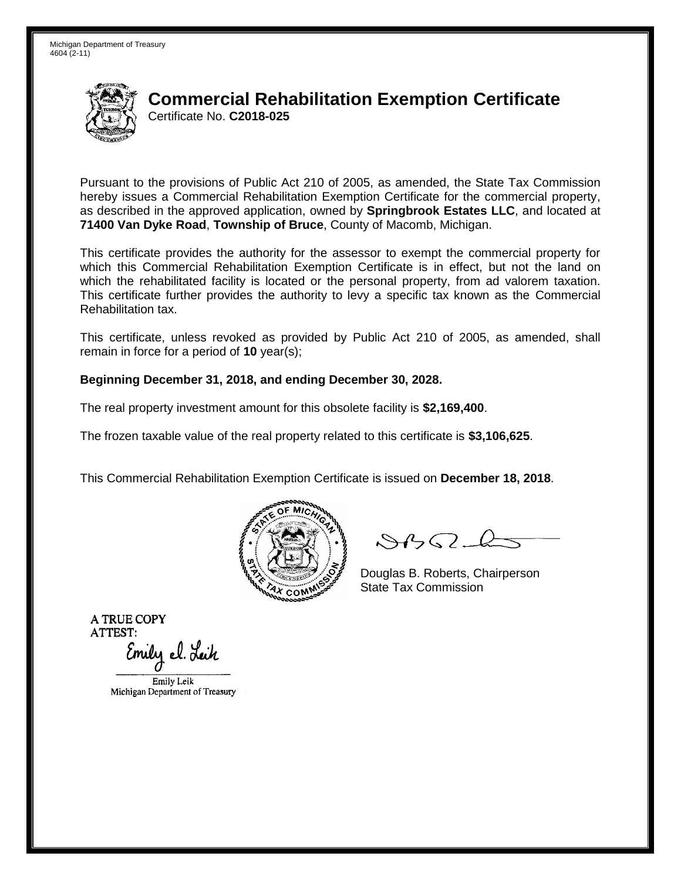Michigan Department of Treasury
4604 (2-11)

# Commercial Rehabilitation Exemption Certificate

Certificate No. **C2018-025**

Pursuant to the provisions of Public Act 210 of 2005, as amended, the State Tax Commission hereby issues a Commercial Rehabilitation Exemption Certificate for the commercial property, as described in the approved application, owned by **Springbrook Estates LLC**, and located at **71400 Van Dyke Road**, **Township of Bruce**, County of Macomb, Michigan.

This certificate provides the authority for the assessor to exempt the commercial property for which this Commercial Rehabilitation Exemption Certificate is in effect, but not the land on which the rehabilitated facility is located or the personal property, from ad valorem taxation. This certificate further provides the authority to levy a specific tax known as the Commercial Rehabilitation tax.

This certificate, unless revoked as provided by Public Act 210 of 2005, as amended, shall remain in force for a period of **10** year(s);

**Beginning December 31, 2018, and ending December 30, 2028.**

The real property investment amount for this obsolete facility is **$2,169,400**.

The frozen taxable value of the real property related to this certificate is **$3,106,625**.

This Commercial Rehabilitation Exemption Certificate is issued on **December 18, 2018**.

Douglas B. Roberts, Chairperson
State Tax Commission

A TRUE COPY
ATTEST:

Emily Leik
Michigan Department of Treasury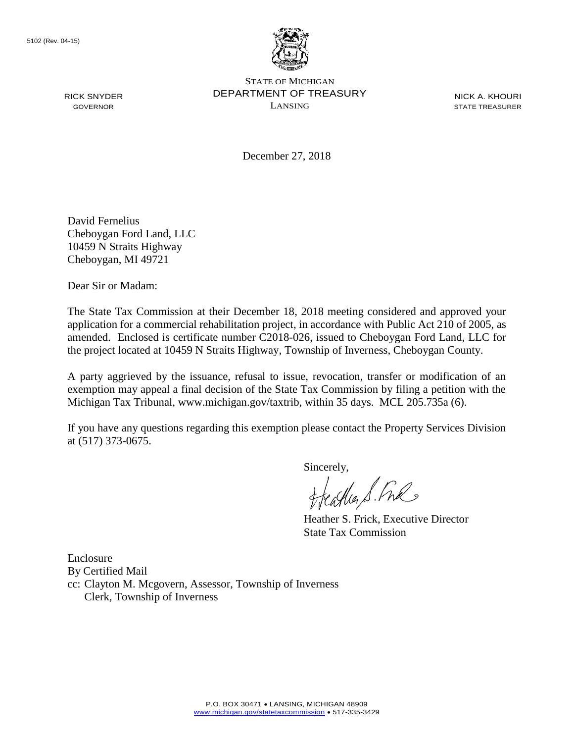5102 (Rev. 04-15)

RICK SNYDER
GOVERNOR

STATE OF MICHIGAN
DEPARTMENT OF TREASURY
LANSING

NICK A. KHOURI
STATE TREASURER

December 27, 2018

David Fernelius
Cheboygan Ford Land, LLC
10459 N Straits Highway
Cheboygan, MI 49721

Dear Sir or Madam:

The State Tax Commission at their December 18, 2018 meeting considered and approved your application for a commercial rehabilitation project, in accordance with Public Act 210 of 2005, as amended. Enclosed is certificate number C2018-026, issued to Cheboygan Ford Land, LLC for the project located at 10459 N Straits Highway, Township of Inverness, Cheboygan County.

A party aggrieved by the issuance, refusal to issue, revocation, transfer or modification of an exemption may appeal a final decision of the State Tax Commission by filing a petition with the Michigan Tax Tribunal, www.michigan.gov/taxtrib, within 35 days. MCL 205.735a (6).

If you have any questions regarding this exemption please contact the Property Services Division at (517) 373-0675.

Sincerely,

Heather S. Frick, Executive Director
State Tax Commission

Enclosure
By Certified Mail
cc: Clayton M. Mcgovern, Assessor, Township of Inverness
Clerk, Township of Inverness

P.O. BOX 30471 • LANSING, MICHIGAN 48909
www.michigan.gov/statetaxcommission • 517-335-3429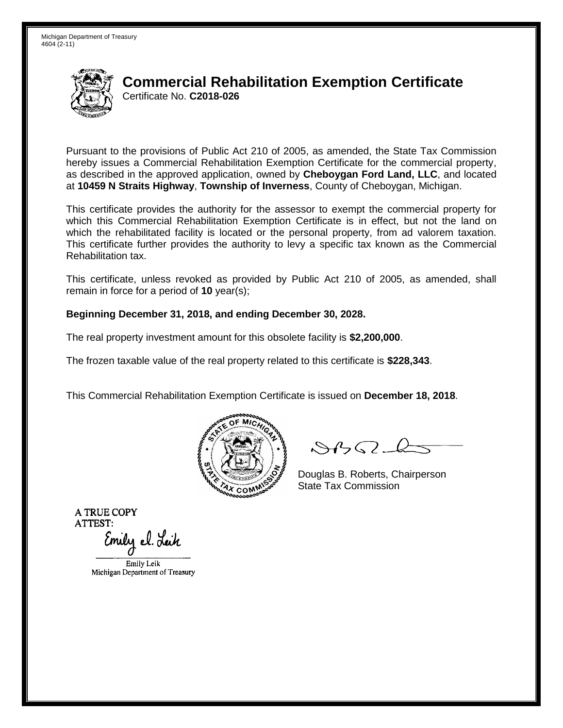Michigan Department of Treasury
4604 (2-11)

# Commercial Rehabilitation Exemption Certificate

Certificate No. **C2018-026**

Pursuant to the provisions of Public Act 210 of 2005, as amended, the State Tax Commission hereby issues a Commercial Rehabilitation Exemption Certificate for the commercial property, as described in the approved application, owned by **Cheboygan Ford Land, LLC**, and located at **10459 N Straits Highway**, **Township of Inverness**, County of Cheboygan, Michigan.

This certificate provides the authority for the assessor to exempt the commercial property for which this Commercial Rehabilitation Exemption Certificate is in effect, but not the land on which the rehabilitated facility is located or the personal property, from ad valorem taxation. This certificate further provides the authority to levy a specific tax known as the Commercial Rehabilitation tax.

This certificate, unless revoked as provided by Public Act 210 of 2005, as amended, shall remain in force for a period of **10** year(s);

**Beginning December 31, 2018, and ending December 30, 2028.**

The real property investment amount for this obsolete facility is **$2,200,000**.

The frozen taxable value of the real property related to this certificate is **$228,343**.

This Commercial Rehabilitation Exemption Certificate is issued on **December 18, 2018**.

Douglas B. Roberts, Chairperson
State Tax Commission

A TRUE COPY
ATTEST:

Emily Leik
Michigan Department of Treasury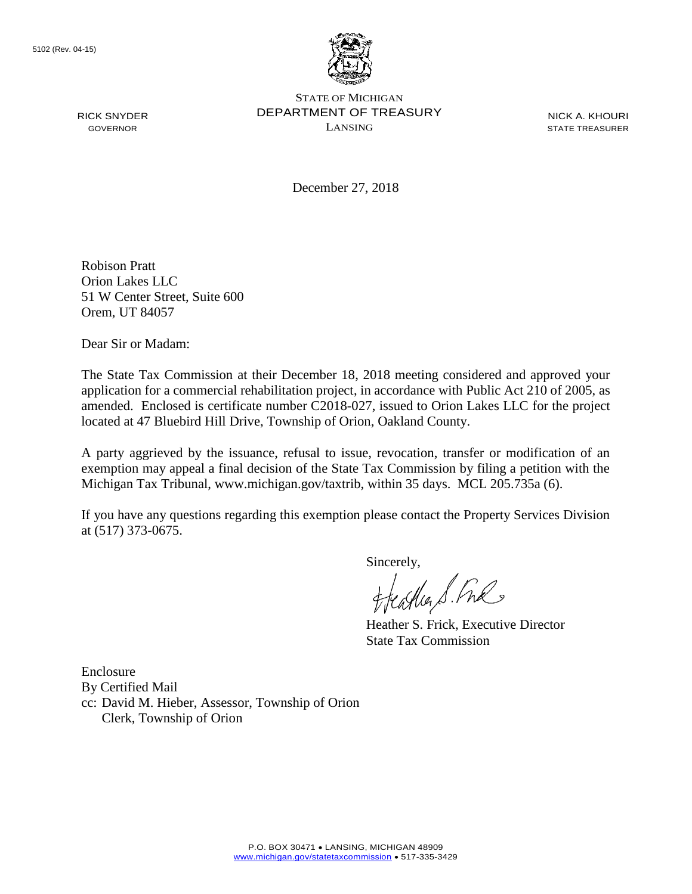5102 (Rev. 04-15)

STATE OF MICHIGAN
DEPARTMENT OF TREASURY
LANSING

RICK SNYDER
GOVERNOR

NICK A. KHOURI
STATE TREASURER

December 27, 2018

Robison Pratt
Orion Lakes LLC
51 W Center Street, Suite 600
Orem, UT 84057

Dear Sir or Madam:

The State Tax Commission at their December 18, 2018 meeting considered and approved your application for a commercial rehabilitation project, in accordance with Public Act 210 of 2005, as amended. Enclosed is certificate number C2018-027, issued to Orion Lakes LLC for the project located at 47 Bluebird Hill Drive, Township of Orion, Oakland County.

A party aggrieved by the issuance, refusal to issue, revocation, transfer or modification of an exemption may appeal a final decision of the State Tax Commission by filing a petition with the Michigan Tax Tribunal, www.michigan.gov/taxtrib, within 35 days. MCL 205.735a (6).

If you have any questions regarding this exemption please contact the Property Services Division at (517) 373-0675.

Sincerely,

Heather S. Frick, Executive Director
State Tax Commission

Enclosure
By Certified Mail
cc: David M. Hieber, Assessor, Township of Orion
Clerk, Township of Orion

P.O. BOX 30471 • LANSING, MICHIGAN 48909
www.michigan.gov/statetaxcommission • 517-335-3429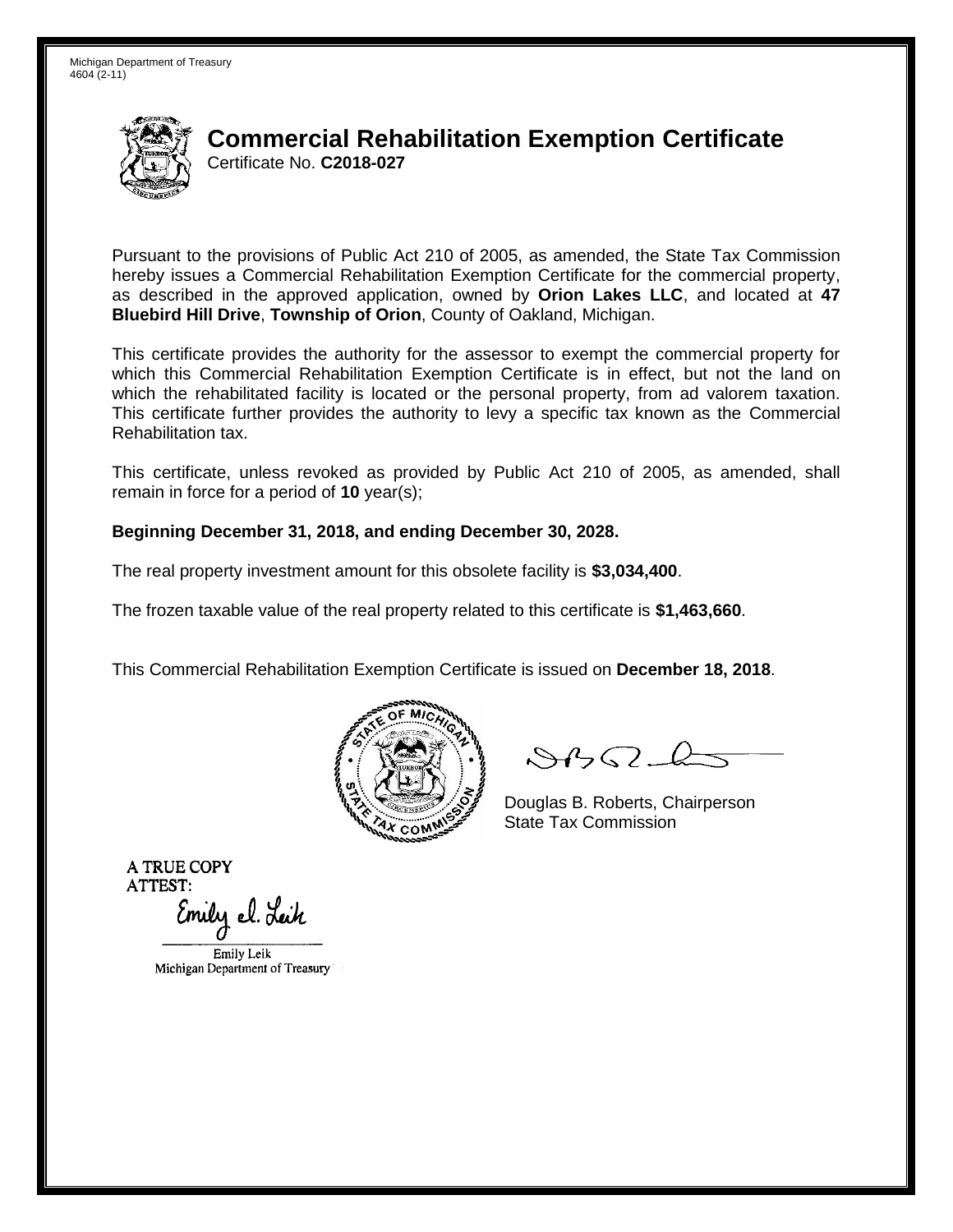Michigan Department of Treasury
4604 (2-11)

# Commercial Rehabilitation Exemption Certificate

Certificate No. **C2018-027**

Pursuant to the provisions of Public Act 210 of 2005, as amended, the State Tax Commission hereby issues a Commercial Rehabilitation Exemption Certificate for the commercial property, as described in the approved application, owned by **Orion Lakes LLC**, and located at **47 Bluebird Hill Drive**, **Township of Orion**, County of Oakland, Michigan.

This certificate provides the authority for the assessor to exempt the commercial property for which this Commercial Rehabilitation Exemption Certificate is in effect, but not the land on which the rehabilitated facility is located or the personal property, from ad valorem taxation. This certificate further provides the authority to levy a specific tax known as the Commercial Rehabilitation tax.

This certificate, unless revoked as provided by Public Act 210 of 2005, as amended, shall remain in force for a period of **10** year(s);

**Beginning December 31, 2018, and ending December 30, 2028.**

The real property investment amount for this obsolete facility is **$3,034,400**.

The frozen taxable value of the real property related to this certificate is **$1,463,660**.

This Commercial Rehabilitation Exemption Certificate is issued on **December 18, 2018**.

Douglas B. Roberts, Chairperson
State Tax Commission

A TRUE COPY
ATTEST:

Emily Leik
Michigan Department of Treasury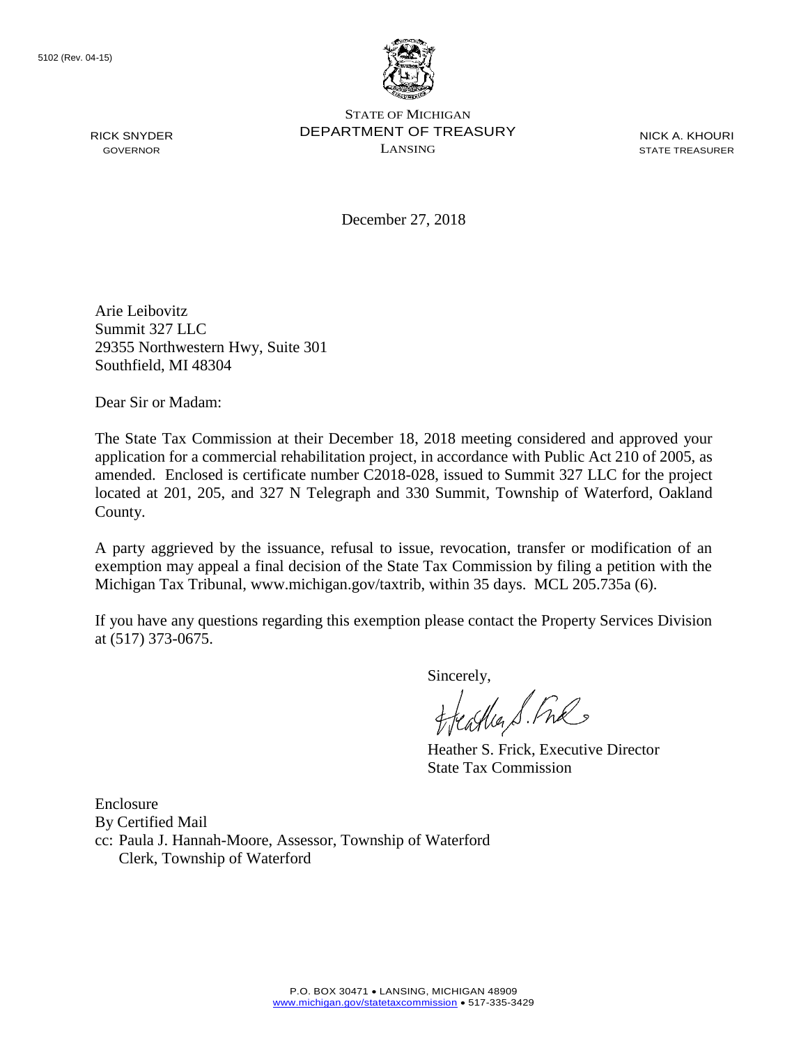5102 (Rev. 04-15)

STATE OF MICHIGAN
DEPARTMENT OF TREASURY
LANSING

RICK SNYDER
GOVERNOR

NICK A. KHOURI
STATE TREASURER

December 27, 2018

Arie Leibovitz
Summit 327 LLC
29355 Northwestern Hwy, Suite 301
Southfield, MI 48304

Dear Sir or Madam:

The State Tax Commission at their December 18, 2018 meeting considered and approved your application for a commercial rehabilitation project, in accordance with Public Act 210 of 2005, as amended. Enclosed is certificate number C2018-028, issued to Summit 327 LLC for the project located at 201, 205, and 327 N Telegraph and 330 Summit, Township of Waterford, Oakland County.

A party aggrieved by the issuance, refusal to issue, revocation, transfer or modification of an exemption may appeal a final decision of the State Tax Commission by filing a petition with the Michigan Tax Tribunal, www.michigan.gov/taxtrib, within 35 days. MCL 205.735a (6).

If you have any questions regarding this exemption please contact the Property Services Division at (517) 373-0675.

Sincerely,

Heather S. Frick, Executive Director
State Tax Commission

Enclosure
By Certified Mail
cc: Paula J. Hannah-Moore, Assessor, Township of Waterford
Clerk, Township of Waterford

P.O. BOX 30471 • LANSING, MICHIGAN 48909
www.michigan.gov/statetaxcommission • 517-335-3429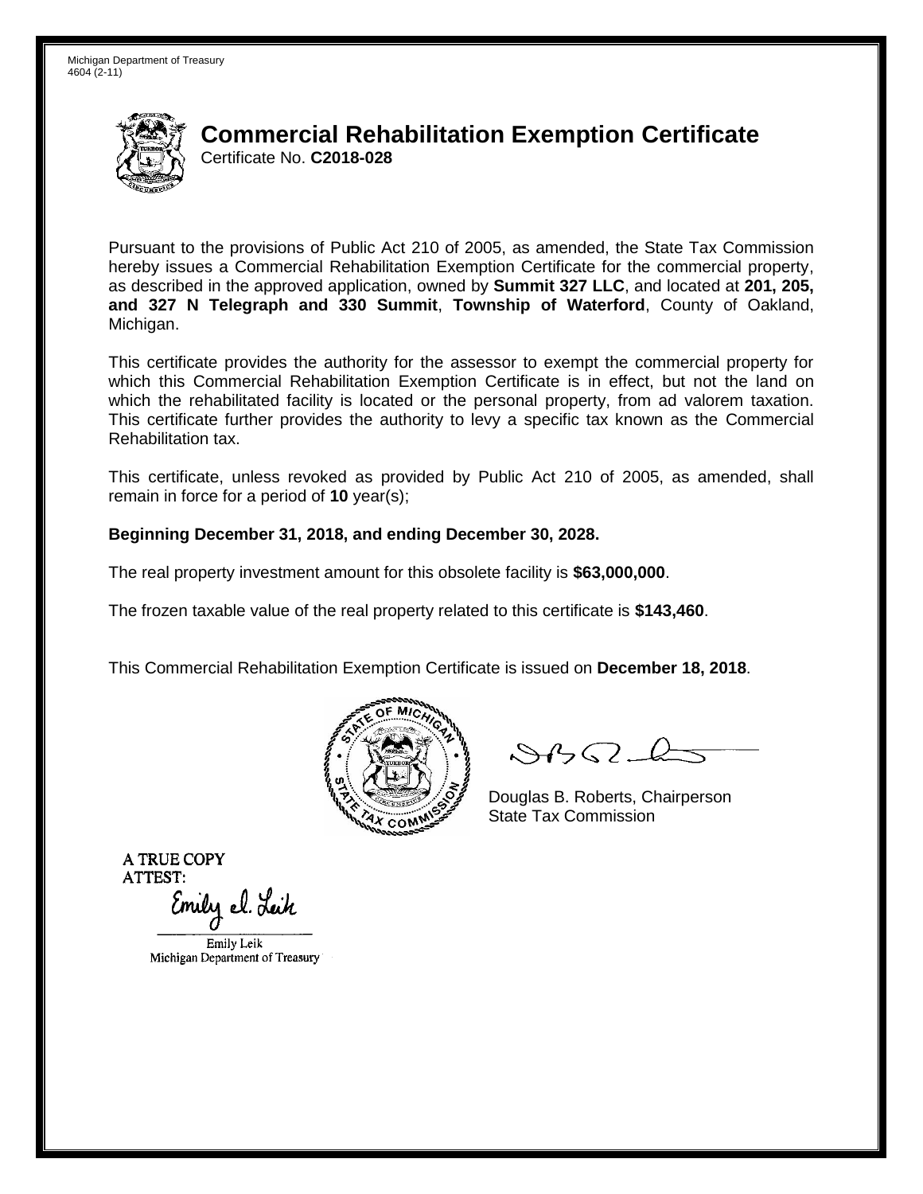Michigan Department of Treasury
4604 (2-11)

# Commercial Rehabilitation Exemption Certificate

Certificate No. **C2018-028**

Pursuant to the provisions of Public Act 210 of 2005, as amended, the State Tax Commission hereby issues a Commercial Rehabilitation Exemption Certificate for the commercial property, as described in the approved application, owned by **Summit 327 LLC**, and located at **201, 205, and 327 N Telegraph and 330 Summit**, **Township of Waterford**, County of Oakland, Michigan.

This certificate provides the authority for the assessor to exempt the commercial property for which this Commercial Rehabilitation Exemption Certificate is in effect, but not the land on which the rehabilitated facility is located or the personal property, from ad valorem taxation. This certificate further provides the authority to levy a specific tax known as the Commercial Rehabilitation tax.

This certificate, unless revoked as provided by Public Act 210 of 2005, as amended, shall remain in force for a period of **10** year(s);

**Beginning December 31, 2018, and ending December 30, 2028.**

The real property investment amount for this obsolete facility is **$63,000,000**.

The frozen taxable value of the real property related to this certificate is **$143,460**.

This Commercial Rehabilitation Exemption Certificate is issued on **December 18, 2018**.

Douglas B. Roberts, Chairperson
State Tax Commission

A TRUE COPY
ATTEST:

Emily Leik
Michigan Department of Treasury